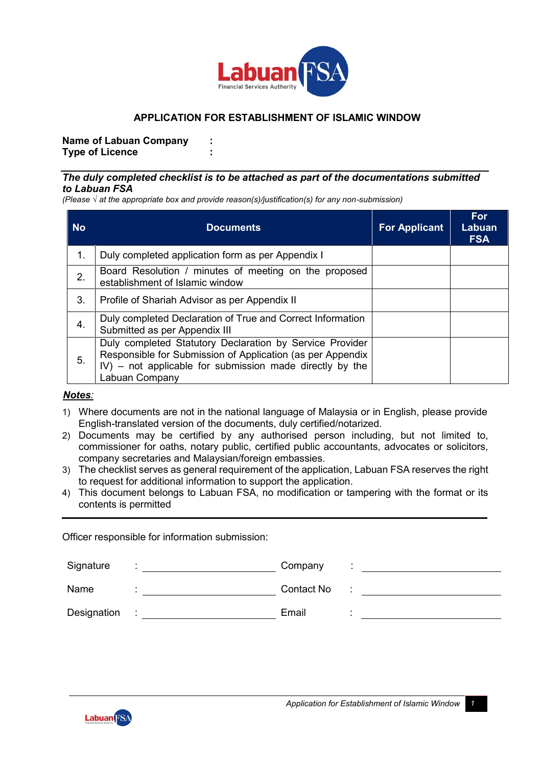## APPLICATION FOR ESTABLISHMENT OF ISLAMIC WINDOW

**Name of Labuan Company :**
**Type of Licence :**

***The duly completed checklist is to be attached as part of the documentations submitted to Labuan FSA***
*(Please √ at the appropriate box and provide reason(s)/justification(s) for any non-submission)*

| No | Documents | For Applicant | For Labuan FSA |
|---|---|---|---|
| 1. | Duly completed application form as per Appendix I | | |
| 2. | Board Resolution / minutes of meeting on the proposed establishment of Islamic window | | |
| 3. | Profile of Shariah Advisor as per Appendix II | | |
| 4. | Duly completed Declaration of True and Correct Information Submitted as per Appendix III | | |
| 5. | Duly completed Statutory Declaration by Service Provider Responsible for Submission of Application (as per Appendix IV) – not applicable for submission made directly by the Labuan Company | | |

***Notes:***

1) Where documents are not in the national language of Malaysia or in English, please provide English-translated version of the documents, duly certified/notarized.
2) Documents may be certified by any authorised person including, but not limited to, commissioner for oaths, notary public, certified public accountants, advocates or solicitors, company secretaries and Malaysian/foreign embassies.
3) The checklist serves as general requirement of the application, Labuan FSA reserves the right to request for additional information to support the application.
4) This document belongs to Labuan FSA, no modification or tampering with the format or its contents is permitted

Officer responsible for information submission:

| | | | |
|---|---|---|---|
| Signature | : ____________________ | Company | : ____________________ |
| Name | : ____________________ | Contact No | : ____________________ |
| Designation | : ____________________ | Email | : ____________________ |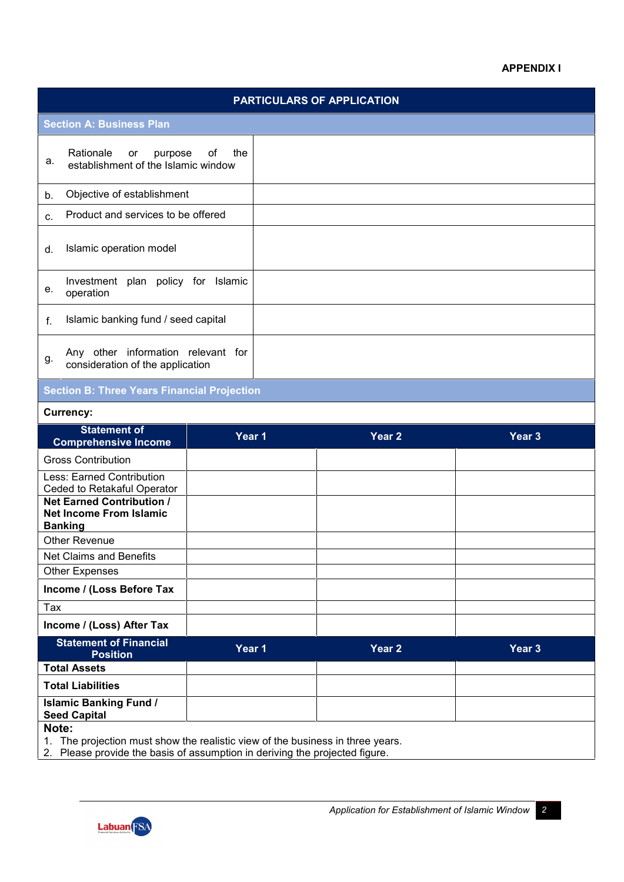**APPENDIX I**

## PARTICULARS OF APPLICATION

### Section A: Business Plan

| | | |
|---|---|---|
| a. | Rationale or purpose of the establishment of the Islamic window | |
| b. | Objective of establishment | |
| c. | Product and services to be offered | |
| d. | Islamic operation model | |
| e. | Investment plan policy for Islamic operation | |
| f. | Islamic banking fund / seed capital | |
| g. | Any other information relevant for consideration of the application | |

### Section B: Three Years Financial Projection

**Currency:**

| Statement of Comprehensive Income | Year 1 | Year 2 | Year 3 |
|---|---|---|---|
| Gross Contribution | | | |
| Less: Earned Contribution Ceded to Retakaful Operator | | | |
| **Net Earned Contribution / Net Income From Islamic Banking** | | | |
| Other Revenue | | | |
| Net Claims and Benefits | | | |
| Other Expenses | | | |
| **Income / (Loss Before Tax** | | | |
| Tax | | | |
| **Income / (Loss) After Tax** | | | |

| Statement of Financial Position | Year 1 | Year 2 | Year 3 |
|---|---|---|---|
| **Total Assets** | | | |
| **Total Liabilities** | | | |
| **Islamic Banking Fund / Seed Capital** | | | |

**Note:**
1. The projection must show the realistic view of the business in three years.
2. Please provide the basis of assumption in deriving the projected figure.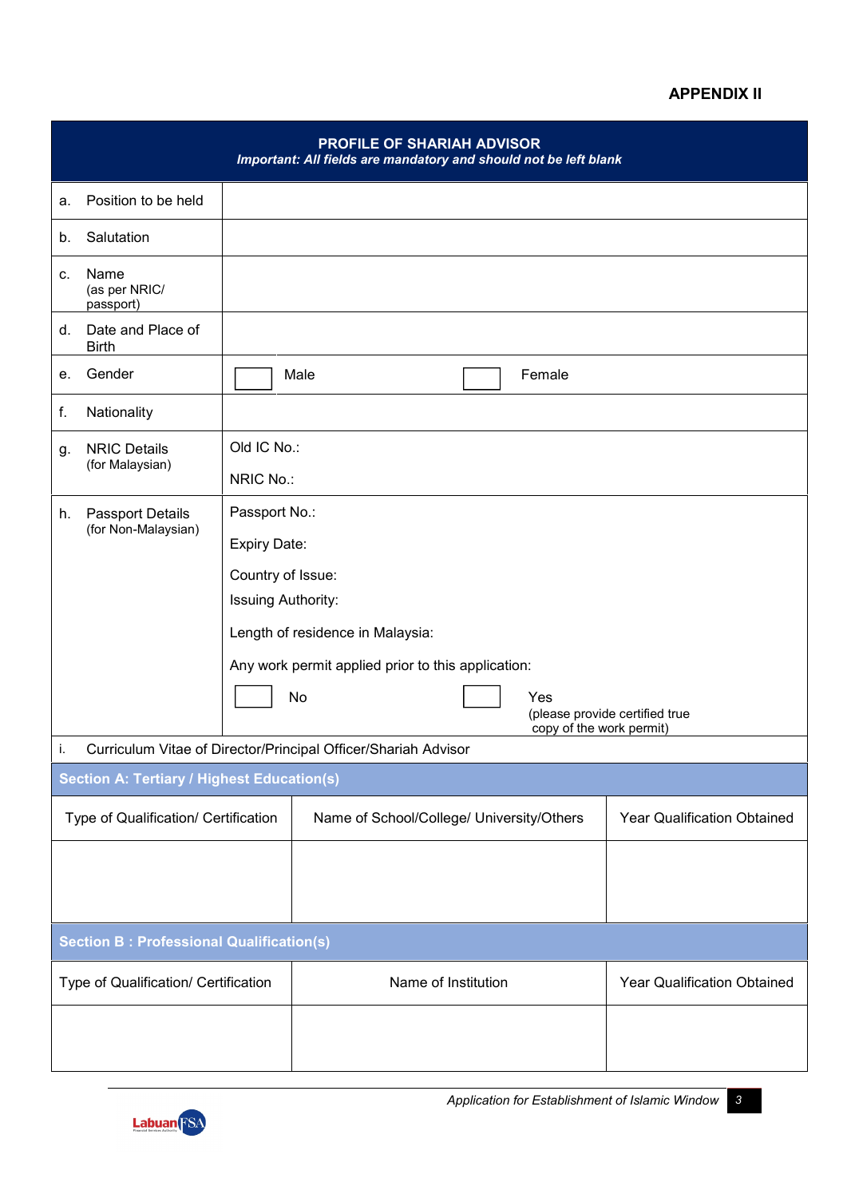**APPENDIX II**

| **PROFILE OF SHARIAH ADVISOR**<br>***Important: All fields are mandatory and should not be left blank*** | |
|---|---|
| a. Position to be held | |
| b. Salutation | |
| c. Name (as per NRIC/ passport) | |
| d. Date and Place of Birth | |
| e. Gender | ☐ Male ☐ Female |
| f. Nationality | |
| g. NRIC Details (for Malaysian) | Old IC No.:<br>NRIC No.: |
| h. Passport Details (for Non-Malaysian) | Passport No.:<br>Expiry Date:<br>Country of Issue:<br>Issuing Authority:<br>Length of residence in Malaysia:<br>Any work permit applied prior to this application:<br>☐ No ☐ Yes (please provide certified true copy of the work permit) |
| i. Curriculum Vitae of Director/Principal Officer/Shariah Advisor | |

**Section A: Tertiary / Highest Education(s)**

| Type of Qualification/ Certification | Name of School/College/ University/Others | Year Qualification Obtained |
|---|---|---|
| | | |

**Section B : Professional Qualification(s)**

| Type of Qualification/ Certification | Name of Institution | Year Qualification Obtained |
|---|---|---|
| | | |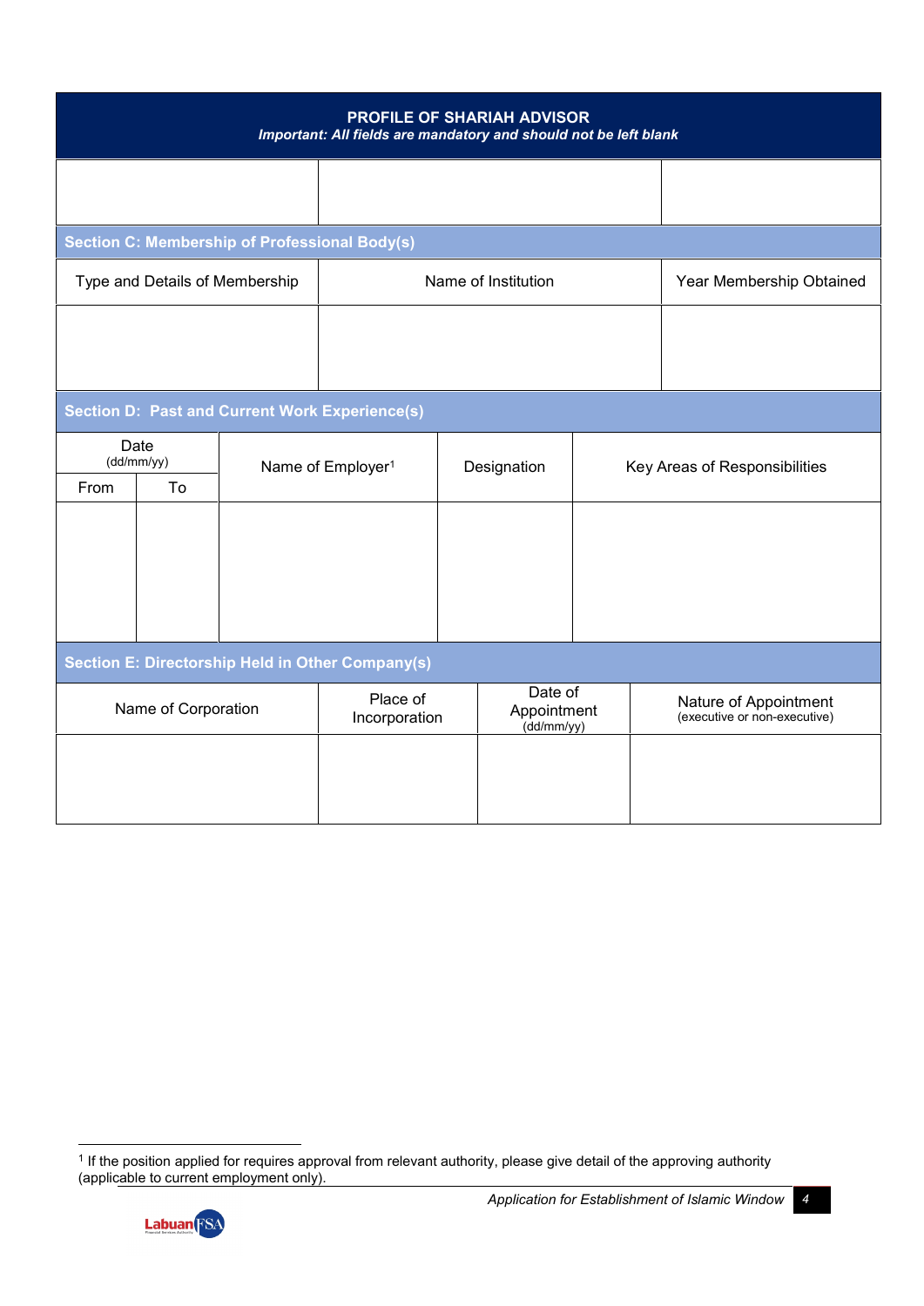| PROFILE OF SHARIAH ADVISOR<br>*Important: All fields are mandatory and should not be left blank* | | |
|---|---|---|
| | | |

**Section C: Membership of Professional Body(s)**

| Type and Details of Membership | Name of Institution | Year Membership Obtained |
|---|---|---|
| | | |

**Section D: Past and Current Work Experience(s)**

| Date (dd/mm/yy) | | Name of Employer[1] | Designation | Key Areas of Responsibilities |
|---|---|---|---|---|
| From | To | | | |
| | | | | |

**Section E: Directorship Held in Other Company(s)**

| Name of Corporation | Place of Incorporation | Date of Appointment (dd/mm/yy) | Nature of Appointment (executive or non-executive) |
|---|---|---|---|
| | | | |

[1] If the position applied for requires approval from relevant authority, please give detail of the approving authority (applicable to current employment only).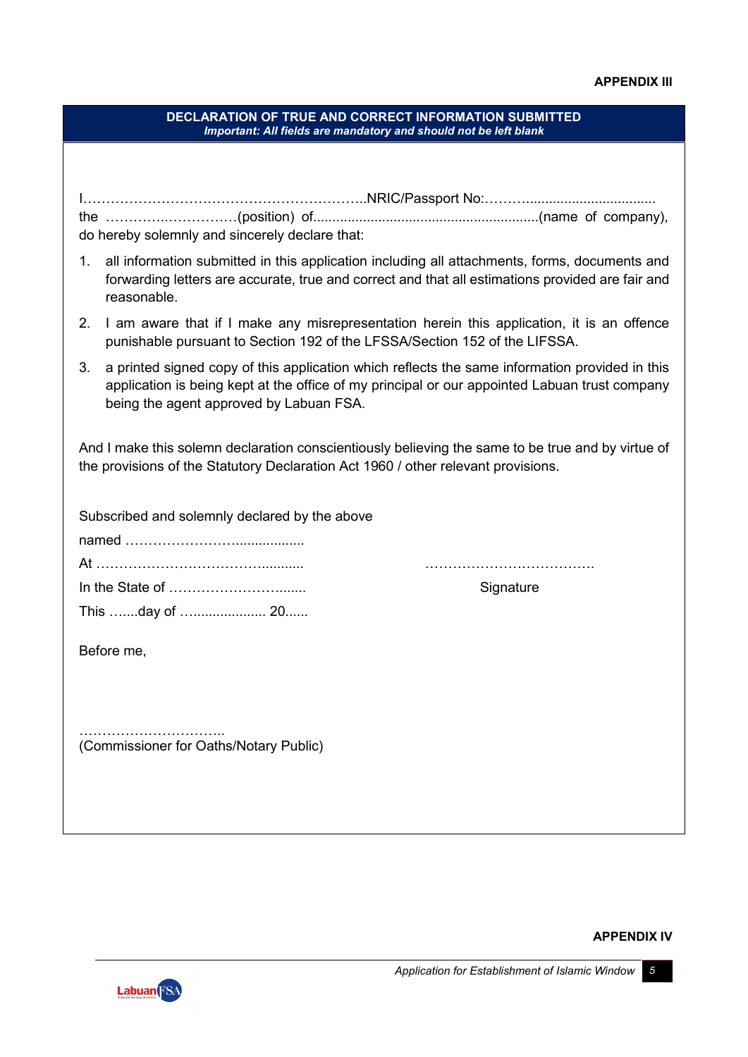**APPENDIX III**

**DECLARATION OF TRUE AND CORRECT INFORMATION SUBMITTED**
***Important: All fields are mandatory and should not be left blank***

I……………………………………………………..NRIC/Passport No:………................................. the …………..……………(position) of..........................................................(name of company), do hereby solemnly and sincerely declare that:

1. all information submitted in this application including all attachments, forms, documents and forwarding letters are accurate, true and correct and that all estimations provided are fair and reasonable.
2. I am aware that if I make any misrepresentation herein this application, it is an offence punishable pursuant to Section 192 of the LFSSA/Section 152 of the LIFSSA.
3. a printed signed copy of this application which reflects the same information provided in this application is being kept at the office of my principal or our appointed Labuan trust company being the agent approved by Labuan FSA.

And I make this solemn declaration conscientiously believing the same to be true and by virtue of the provisions of the Statutory Declaration Act 1960 / other relevant provisions.

Subscribed and solemnly declared by the above

named ……………………..................

At ……………………………………...........

In the State of …………………….......

This …....day of …................... 20......

……………….…………….

Signature

Before me,

…………………………..
(Commissioner for Oaths/Notary Public)

**APPENDIX IV**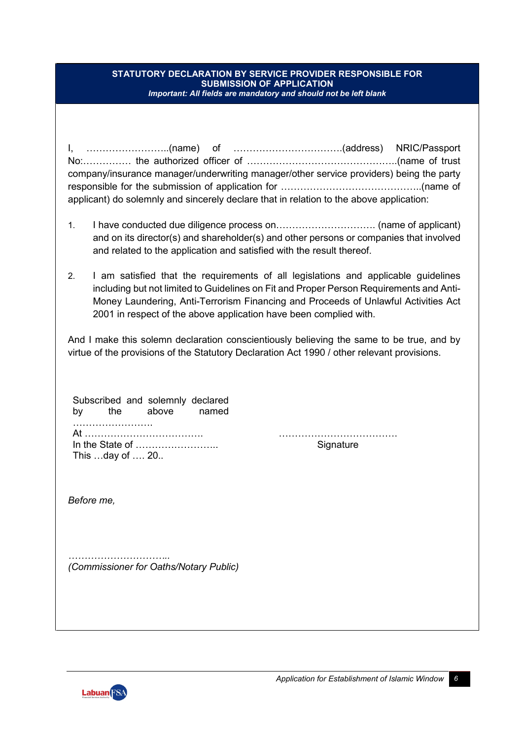**STATUTORY DECLARATION BY SERVICE PROVIDER RESPONSIBLE FOR SUBMISSION OF APPLICATION**

***Important: All fields are mandatory and should not be left blank***

I, ……………………..(name) of ……………………………(address) NRIC/Passport No:…………… the authorized officer of ………………………………………..(name of trust company/insurance manager/underwriting manager/other service providers) being the party responsible for the submission of application for ……………………………………..(name of applicant) do solemnly and sincerely declare that in relation to the above application:

1. I have conducted due diligence process on………………………… (name of applicant) and on its director(s) and shareholder(s) and other persons or companies that involved and related to the application and satisfied with the result thereof.

2. I am satisfied that the requirements of all legislations and applicable guidelines including but not limited to Guidelines on Fit and Proper Person Requirements and Anti-Money Laundering, Anti-Terrorism Financing and Proceeds of Unlawful Activities Act 2001 in respect of the above application have been complied with.

And I make this solemn declaration conscientiously believing the same to be true, and by virtue of the provisions of the Statutory Declaration Act 1990 / other relevant provisions.

Subscribed and solemnly declared by the above named …………………….
At ……………………………….
In the State of ……………………..
This …day of …. 20..

……………………………….
Signature

*Before me,*

…………………………..
*(Commissioner for Oaths/Notary Public)*